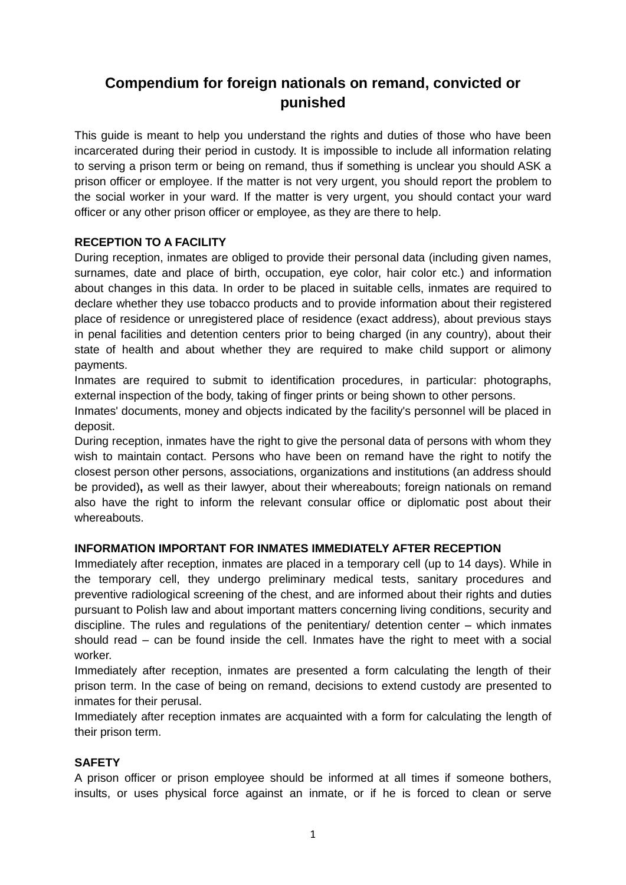# Compendium for foreign nationals on remand, convicted or punished

This guide is meant to help you understand the rights and duties of those who have been incarcerated during their period in custody. It is impossible to include all information relating to serving a prison term or being on remand, thus if something is unclear you should ASK a prison officer or employee. If the matter is not very urgent, you should report the problem to the social worker in your ward. If the matter is very urgent, you should contact your ward officer or any other prison officer or employee, as they are there to help.

**RECEPTION TO A FACILITY**

During reception, inmates are obliged to provide their personal data (including given names, surnames, date and place of birth, occupation, eye color, hair color etc.) and information about changes in this data. In order to be placed in suitable cells, inmates are required to declare whether they use tobacco products and to provide information about their registered place of residence or unregistered place of residence (exact address), about previous stays in penal facilities and detention centers prior to being charged (in any country), about their state of health and about whether they are required to make child support or alimony payments.

Inmates are required to submit to identification procedures, in particular: photographs, external inspection of the body, taking of finger prints or being shown to other persons.

Inmates' documents, money and objects indicated by the facility's personnel will be placed in deposit.

During reception, inmates have the right to give the personal data of persons with whom they wish to maintain contact. Persons who have been on remand have the right to notify the closest person other persons, associations, organizations and institutions (an address should be provided)**,** as well as their lawyer, about their whereabouts; foreign nationals on remand also have the right to inform the relevant consular office or diplomatic post about their whereabouts.

**INFORMATION IMPORTANT FOR INMATES IMMEDIATELY AFTER RECEPTION**

Immediately after reception, inmates are placed in a temporary cell (up to 14 days). While in the temporary cell, they undergo preliminary medical tests, sanitary procedures and preventive radiological screening of the chest, and are informed about their rights and duties pursuant to Polish law and about important matters concerning living conditions, security and discipline. The rules and regulations of the penitentiary/ detention center – which inmates should read – can be found inside the cell. Inmates have the right to meet with a social worker.

Immediately after reception, inmates are presented a form calculating the length of their prison term. In the case of being on remand, decisions to extend custody are presented to inmates for their perusal.

Immediately after reception inmates are acquainted with a form for calculating the length of their prison term.

**SAFETY**

A prison officer or prison employee should be informed at all times if someone bothers, insults, or uses physical force against an inmate, or if he is forced to clean or serve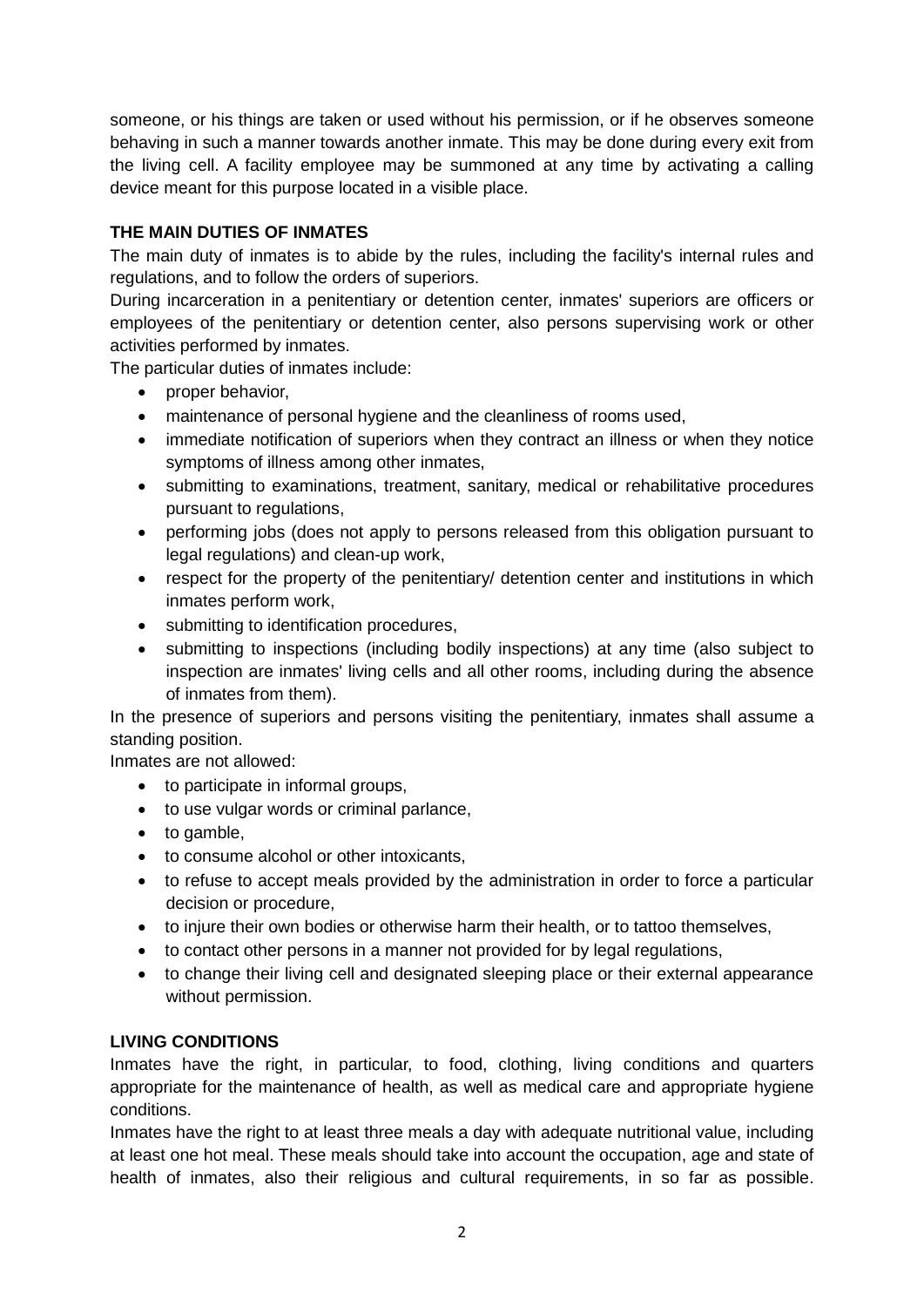someone, or his things are taken or used without his permission, or if he observes someone behaving in such a manner towards another inmate. This may be done during every exit from the living cell. A facility employee may be summoned at any time by activating a calling device meant for this purpose located in a visible place.

**THE MAIN DUTIES OF INMATES**

The main duty of inmates is to abide by the rules, including the facility's internal rules and regulations, and to follow the orders of superiors.

During incarceration in a penitentiary or detention center, inmates' superiors are officers or employees of the penitentiary or detention center, also persons supervising work or other activities performed by inmates.

The particular duties of inmates include:

- proper behavior,
- maintenance of personal hygiene and the cleanliness of rooms used,
- immediate notification of superiors when they contract an illness or when they notice symptoms of illness among other inmates,
- submitting to examinations, treatment, sanitary, medical or rehabilitative procedures pursuant to regulations,
- performing jobs (does not apply to persons released from this obligation pursuant to legal regulations) and clean-up work,
- respect for the property of the penitentiary/ detention center and institutions in which inmates perform work,
- submitting to identification procedures,
- submitting to inspections (including bodily inspections) at any time (also subject to inspection are inmates' living cells and all other rooms, including during the absence of inmates from them).

In the presence of superiors and persons visiting the penitentiary, inmates shall assume a standing position.

Inmates are not allowed:

- to participate in informal groups,
- to use vulgar words or criminal parlance,
- to gamble,
- to consume alcohol or other intoxicants,
- to refuse to accept meals provided by the administration in order to force a particular decision or procedure,
- to injure their own bodies or otherwise harm their health, or to tattoo themselves,
- to contact other persons in a manner not provided for by legal regulations,
- to change their living cell and designated sleeping place or their external appearance without permission.

**LIVING CONDITIONS**

Inmates have the right, in particular, to food, clothing, living conditions and quarters appropriate for the maintenance of health, as well as medical care and appropriate hygiene conditions.

Inmates have the right to at least three meals a day with adequate nutritional value, including at least one hot meal. These meals should take into account the occupation, age and state of health of inmates, also their religious and cultural requirements, in so far as possible.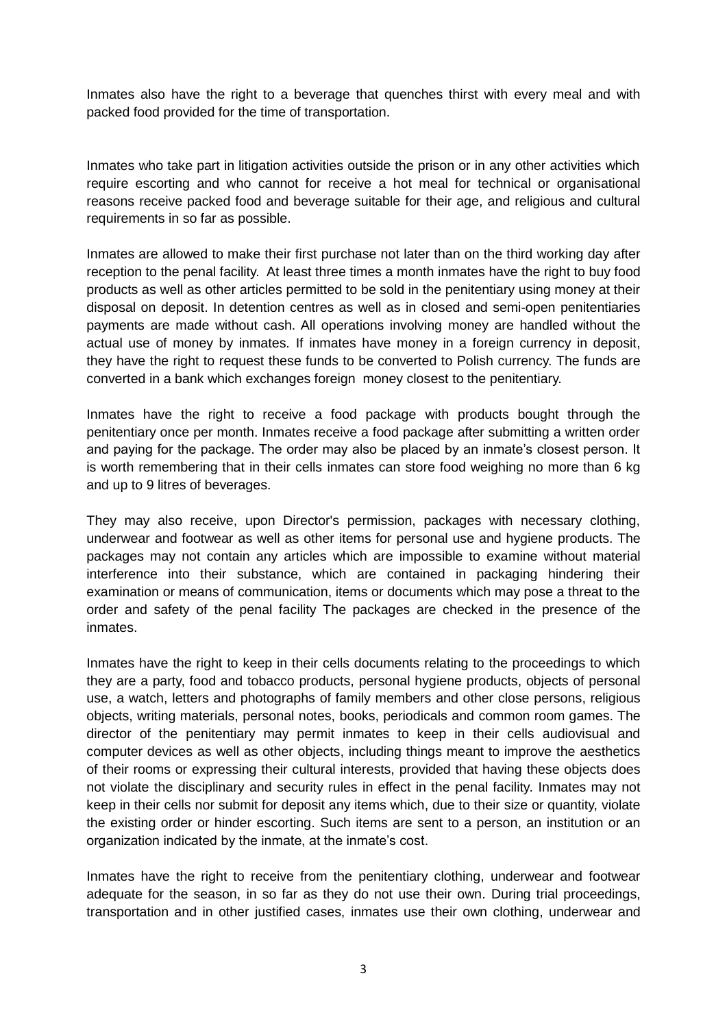Inmates also have the right to a beverage that quenches thirst with every meal and with packed food provided for the time of transportation.

Inmates who take part in litigation activities outside the prison or in any other activities which require escorting and who cannot for receive a hot meal for technical or organisational reasons receive packed food and beverage suitable for their age, and religious and cultural requirements in so far as possible.

Inmates are allowed to make their first purchase not later than on the third working day after reception to the penal facility. At least three times a month inmates have the right to buy food products as well as other articles permitted to be sold in the penitentiary using money at their disposal on deposit. In detention centres as well as in closed and semi-open penitentiaries payments are made without cash. All operations involving money are handled without the actual use of money by inmates. If inmates have money in a foreign currency in deposit, they have the right to request these funds to be converted to Polish currency. The funds are converted in a bank which exchanges foreign money closest to the penitentiary.

Inmates have the right to receive a food package with products bought through the penitentiary once per month. Inmates receive a food package after submitting a written order and paying for the package. The order may also be placed by an inmate's closest person. It is worth remembering that in their cells inmates can store food weighing no more than 6 kg and up to 9 litres of beverages.

They may also receive, upon Director's permission, packages with necessary clothing, underwear and footwear as well as other items for personal use and hygiene products. The packages may not contain any articles which are impossible to examine without material interference into their substance, which are contained in packaging hindering their examination or means of communication, items or documents which may pose a threat to the order and safety of the penal facility The packages are checked in the presence of the inmates.

Inmates have the right to keep in their cells documents relating to the proceedings to which they are a party, food and tobacco products, personal hygiene products, objects of personal use, a watch, letters and photographs of family members and other close persons, religious objects, writing materials, personal notes, books, periodicals and common room games. The director of the penitentiary may permit inmates to keep in their cells audiovisual and computer devices as well as other objects, including things meant to improve the aesthetics of their rooms or expressing their cultural interests, provided that having these objects does not violate the disciplinary and security rules in effect in the penal facility. Inmates may not keep in their cells nor submit for deposit any items which, due to their size or quantity, violate the existing order or hinder escorting. Such items are sent to a person, an institution or an organization indicated by the inmate, at the inmate's cost.

Inmates have the right to receive from the penitentiary clothing, underwear and footwear adequate for the season, in so far as they do not use their own. During trial proceedings, transportation and in other justified cases, inmates use their own clothing, underwear and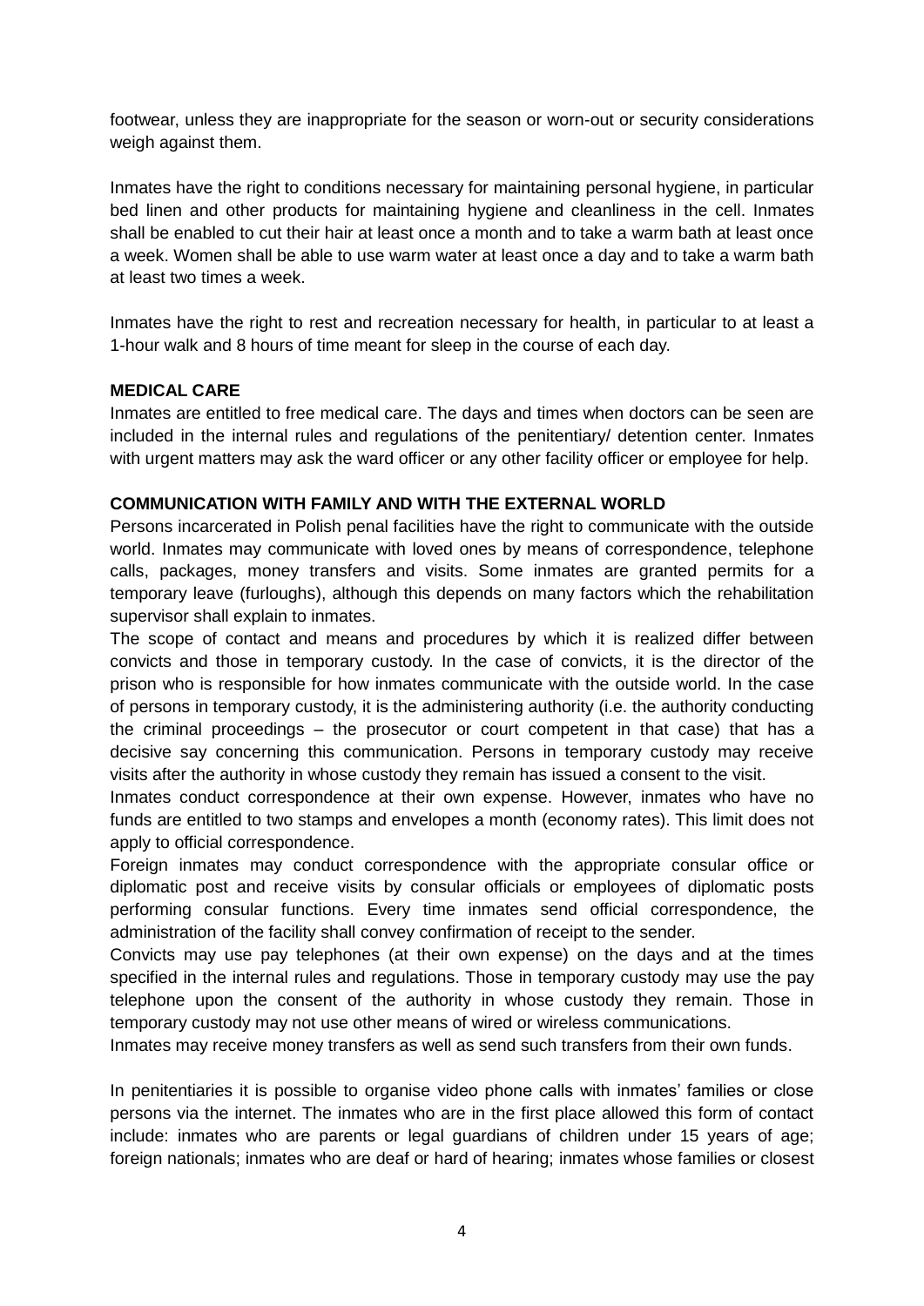footwear, unless they are inappropriate for the season or worn-out or security considerations weigh against them.

Inmates have the right to conditions necessary for maintaining personal hygiene, in particular bed linen and other products for maintaining hygiene and cleanliness in the cell. Inmates shall be enabled to cut their hair at least once a month and to take a warm bath at least once a week. Women shall be able to use warm water at least once a day and to take a warm bath at least two times a week.

Inmates have the right to rest and recreation necessary for health, in particular to at least a 1-hour walk and 8 hours of time meant for sleep in the course of each day.

**MEDICAL CARE**

Inmates are entitled to free medical care. The days and times when doctors can be seen are included in the internal rules and regulations of the penitentiary/ detention center. Inmates with urgent matters may ask the ward officer or any other facility officer or employee for help.

**COMMUNICATION WITH FAMILY AND WITH THE EXTERNAL WORLD**

Persons incarcerated in Polish penal facilities have the right to communicate with the outside world. Inmates may communicate with loved ones by means of correspondence, telephone calls, packages, money transfers and visits. Some inmates are granted permits for a temporary leave (furloughs), although this depends on many factors which the rehabilitation supervisor shall explain to inmates.

The scope of contact and means and procedures by which it is realized differ between convicts and those in temporary custody. In the case of convicts, it is the director of the prison who is responsible for how inmates communicate with the outside world. In the case of persons in temporary custody, it is the administering authority (i.e. the authority conducting the criminal proceedings – the prosecutor or court competent in that case) that has a decisive say concerning this communication. Persons in temporary custody may receive visits after the authority in whose custody they remain has issued a consent to the visit.

Inmates conduct correspondence at their own expense. However, inmates who have no funds are entitled to two stamps and envelopes a month (economy rates). This limit does not apply to official correspondence.

Foreign inmates may conduct correspondence with the appropriate consular office or diplomatic post and receive visits by consular officials or employees of diplomatic posts performing consular functions. Every time inmates send official correspondence, the administration of the facility shall convey confirmation of receipt to the sender.

Convicts may use pay telephones (at their own expense) on the days and at the times specified in the internal rules and regulations. Those in temporary custody may use the pay telephone upon the consent of the authority in whose custody they remain. Those in temporary custody may not use other means of wired or wireless communications.

Inmates may receive money transfers as well as send such transfers from their own funds.

In penitentiaries it is possible to organise video phone calls with inmates' families or close persons via the internet. The inmates who are in the first place allowed this form of contact include: inmates who are parents or legal guardians of children under 15 years of age; foreign nationals; inmates who are deaf or hard of hearing; inmates whose families or closest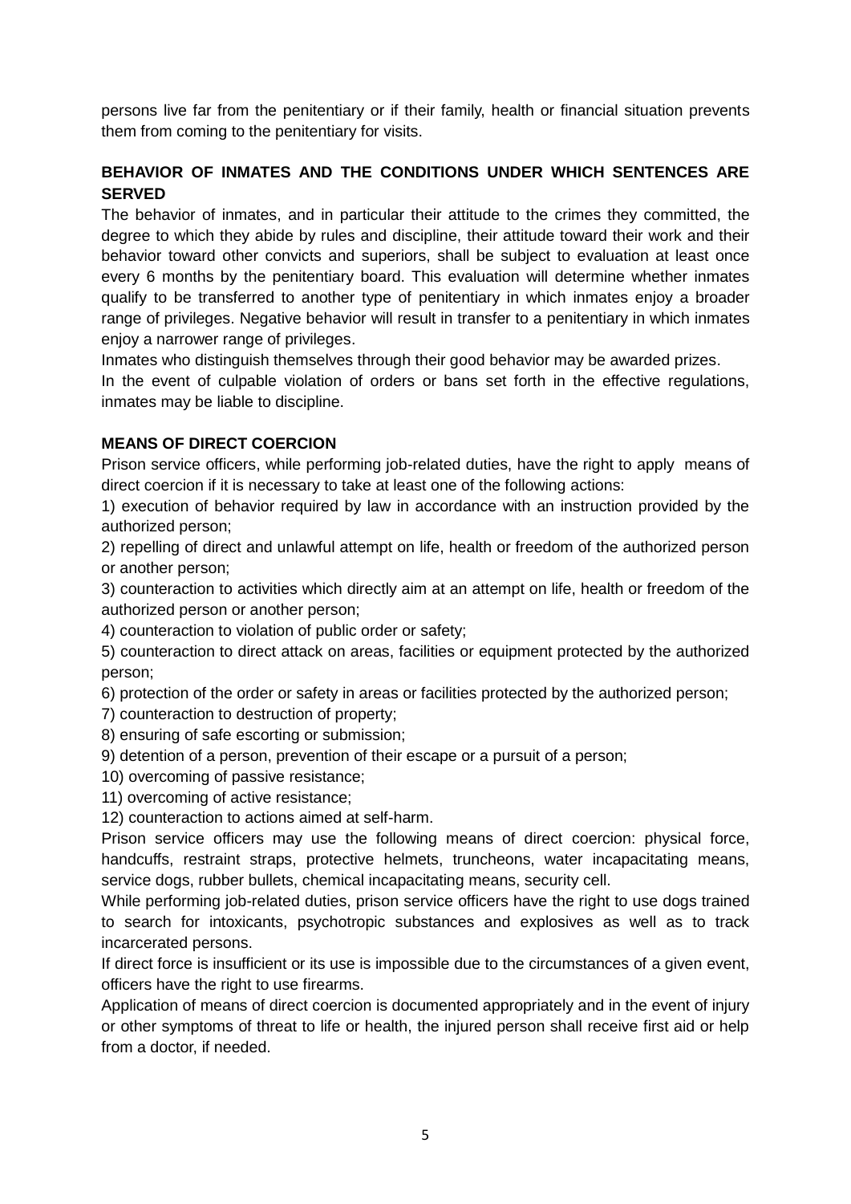persons live far from the penitentiary or if their family, health or financial situation prevents them from coming to the penitentiary for visits.

## BEHAVIOR OF INMATES AND THE CONDITIONS UNDER WHICH SENTENCES ARE SERVED

The behavior of inmates, and in particular their attitude to the crimes they committed, the degree to which they abide by rules and discipline, their attitude toward their work and their behavior toward other convicts and superiors, shall be subject to evaluation at least once every 6 months by the penitentiary board. This evaluation will determine whether inmates qualify to be transferred to another type of penitentiary in which inmates enjoy a broader range of privileges. Negative behavior will result in transfer to a penitentiary in which inmates enjoy a narrower range of privileges.

Inmates who distinguish themselves through their good behavior may be awarded prizes.

In the event of culpable violation of orders or bans set forth in the effective regulations, inmates may be liable to discipline.

## MEANS OF DIRECT COERCION

Prison service officers, while performing job-related duties, have the right to apply means of direct coercion if it is necessary to take at least one of the following actions:

1) execution of behavior required by law in accordance with an instruction provided by the authorized person;
2) repelling of direct and unlawful attempt on life, health or freedom of the authorized person or another person;
3) counteraction to activities which directly aim at an attempt on life, health or freedom of the authorized person or another person;
4) counteraction to violation of public order or safety;
5) counteraction to direct attack on areas, facilities or equipment protected by the authorized person;
6) protection of the order or safety in areas or facilities protected by the authorized person;
7) counteraction to destruction of property;
8) ensuring of safe escorting or submission;
9) detention of a person, prevention of their escape or a pursuit of a person;
10) overcoming of passive resistance;
11) overcoming of active resistance;
12) counteraction to actions aimed at self-harm.

Prison service officers may use the following means of direct coercion: physical force, handcuffs, restraint straps, protective helmets, truncheons, water incapacitating means, service dogs, rubber bullets, chemical incapacitating means, security cell.

While performing job-related duties, prison service officers have the right to use dogs trained to search for intoxicants, psychotropic substances and explosives as well as to track incarcerated persons.

If direct force is insufficient or its use is impossible due to the circumstances of a given event, officers have the right to use firearms.

Application of means of direct coercion is documented appropriately and in the event of injury or other symptoms of threat to life or health, the injured person shall receive first aid or help from a doctor, if needed.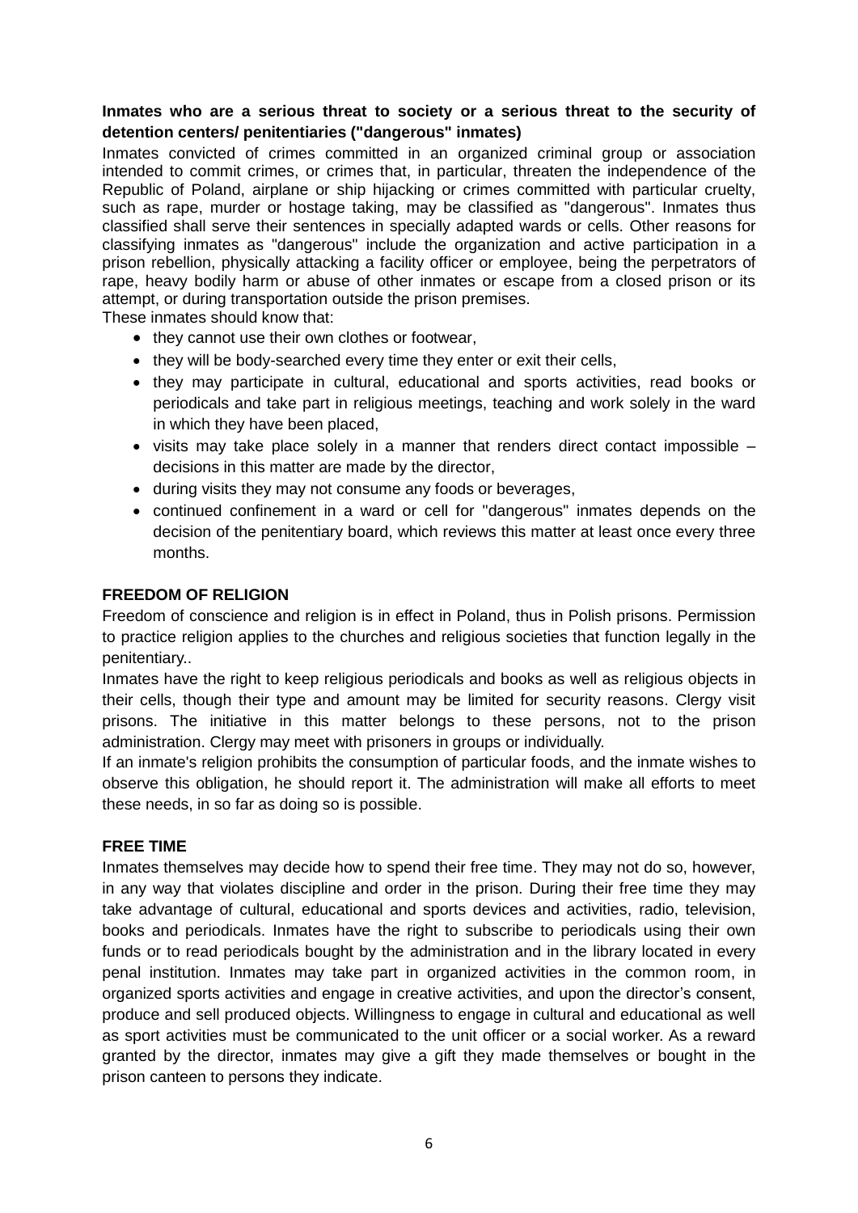**Inmates who are a serious threat to society or a serious threat to the security of detention centers/ penitentiaries ("dangerous" inmates)**

Inmates convicted of crimes committed in an organized criminal group or association intended to commit crimes, or crimes that, in particular, threaten the independence of the Republic of Poland, airplane or ship hijacking or crimes committed with particular cruelty, such as rape, murder or hostage taking, may be classified as "dangerous". Inmates thus classified shall serve their sentences in specially adapted wards or cells. Other reasons for classifying inmates as "dangerous" include the organization and active participation in a prison rebellion, physically attacking a facility officer or employee, being the perpetrators of rape, heavy bodily harm or abuse of other inmates or escape from a closed prison or its attempt, or during transportation outside the prison premises.

These inmates should know that:

- they cannot use their own clothes or footwear,
- they will be body-searched every time they enter or exit their cells,
- they may participate in cultural, educational and sports activities, read books or periodicals and take part in religious meetings, teaching and work solely in the ward in which they have been placed,
- visits may take place solely in a manner that renders direct contact impossible – decisions in this matter are made by the director,
- during visits they may not consume any foods or beverages,
- continued confinement in a ward or cell for "dangerous" inmates depends on the decision of the penitentiary board, which reviews this matter at least once every three months.

**FREEDOM OF RELIGION**

Freedom of conscience and religion is in effect in Poland, thus in Polish prisons. Permission to practice religion applies to the churches and religious societies that function legally in the penitentiary..

Inmates have the right to keep religious periodicals and books as well as religious objects in their cells, though their type and amount may be limited for security reasons. Clergy visit prisons. The initiative in this matter belongs to these persons, not to the prison administration. Clergy may meet with prisoners in groups or individually.

If an inmate's religion prohibits the consumption of particular foods, and the inmate wishes to observe this obligation, he should report it. The administration will make all efforts to meet these needs, in so far as doing so is possible.

**FREE TIME**

Inmates themselves may decide how to spend their free time. They may not do so, however, in any way that violates discipline and order in the prison. During their free time they may take advantage of cultural, educational and sports devices and activities, radio, television, books and periodicals. Inmates have the right to subscribe to periodicals using their own funds or to read periodicals bought by the administration and in the library located in every penal institution. Inmates may take part in organized activities in the common room, in organized sports activities and engage in creative activities, and upon the director's consent, produce and sell produced objects. Willingness to engage in cultural and educational as well as sport activities must be communicated to the unit officer or a social worker. As a reward granted by the director, inmates may give a gift they made themselves or bought in the prison canteen to persons they indicate.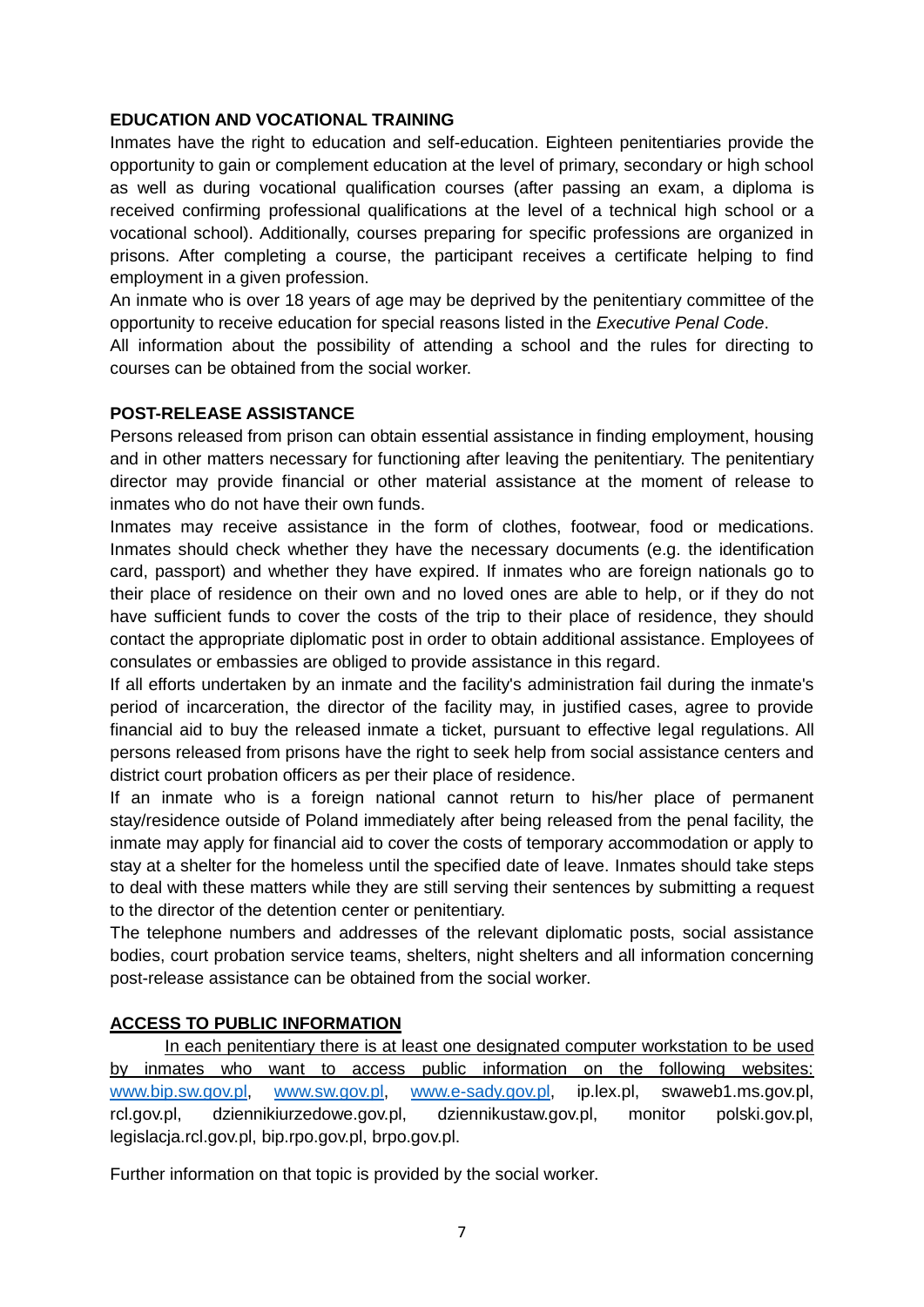**EDUCATION AND VOCATIONAL TRAINING**

Inmates have the right to education and self-education. Eighteen penitentiaries provide the opportunity to gain or complement education at the level of primary, secondary or high school as well as during vocational qualification courses (after passing an exam, a diploma is received confirming professional qualifications at the level of a technical high school or a vocational school). Additionally, courses preparing for specific professions are organized in prisons. After completing a course, the participant receives a certificate helping to find employment in a given profession.

An inmate who is over 18 years of age may be deprived by the penitentiary committee of the opportunity to receive education for special reasons listed in the *Executive Penal Code*.

All information about the possibility of attending a school and the rules for directing to courses can be obtained from the social worker.

**POST-RELEASE ASSISTANCE**

Persons released from prison can obtain essential assistance in finding employment, housing and in other matters necessary for functioning after leaving the penitentiary. The penitentiary director may provide financial or other material assistance at the moment of release to inmates who do not have their own funds.

Inmates may receive assistance in the form of clothes, footwear, food or medications. Inmates should check whether they have the necessary documents (e.g. the identification card, passport) and whether they have expired. If inmates who are foreign nationals go to their place of residence on their own and no loved ones are able to help, or if they do not have sufficient funds to cover the costs of the trip to their place of residence, they should contact the appropriate diplomatic post in order to obtain additional assistance. Employees of consulates or embassies are obliged to provide assistance in this regard.

If all efforts undertaken by an inmate and the facility's administration fail during the inmate's period of incarceration, the director of the facility may, in justified cases, agree to provide financial aid to buy the released inmate a ticket, pursuant to effective legal regulations. All persons released from prisons have the right to seek help from social assistance centers and district court probation officers as per their place of residence.

If an inmate who is a foreign national cannot return to his/her place of permanent stay/residence outside of Poland immediately after being released from the penal facility, the inmate may apply for financial aid to cover the costs of temporary accommodation or apply to stay at a shelter for the homeless until the specified date of leave. Inmates should take steps to deal with these matters while they are still serving their sentences by submitting a request to the director of the detention center or penitentiary.

The telephone numbers and addresses of the relevant diplomatic posts, social assistance bodies, court probation service teams, shelters, night shelters and all information concerning post-release assistance can be obtained from the social worker.

**ACCESS TO PUBLIC INFORMATION**

In each penitentiary there is at least one designated computer workstation to be used by inmates who want to access public information on the following websites: www.bip.sw.gov.pl, www.sw.gov.pl, www.e-sady.gov.pl, ip.lex.pl, swaweb1.ms.gov.pl, rcl.gov.pl, dziennikiurzedowe.gov.pl, dziennikustaw.gov.pl, monitor polski.gov.pl, legislacja.rcl.gov.pl, bip.rpo.gov.pl, brpo.gov.pl.

Further information on that topic is provided by the social worker.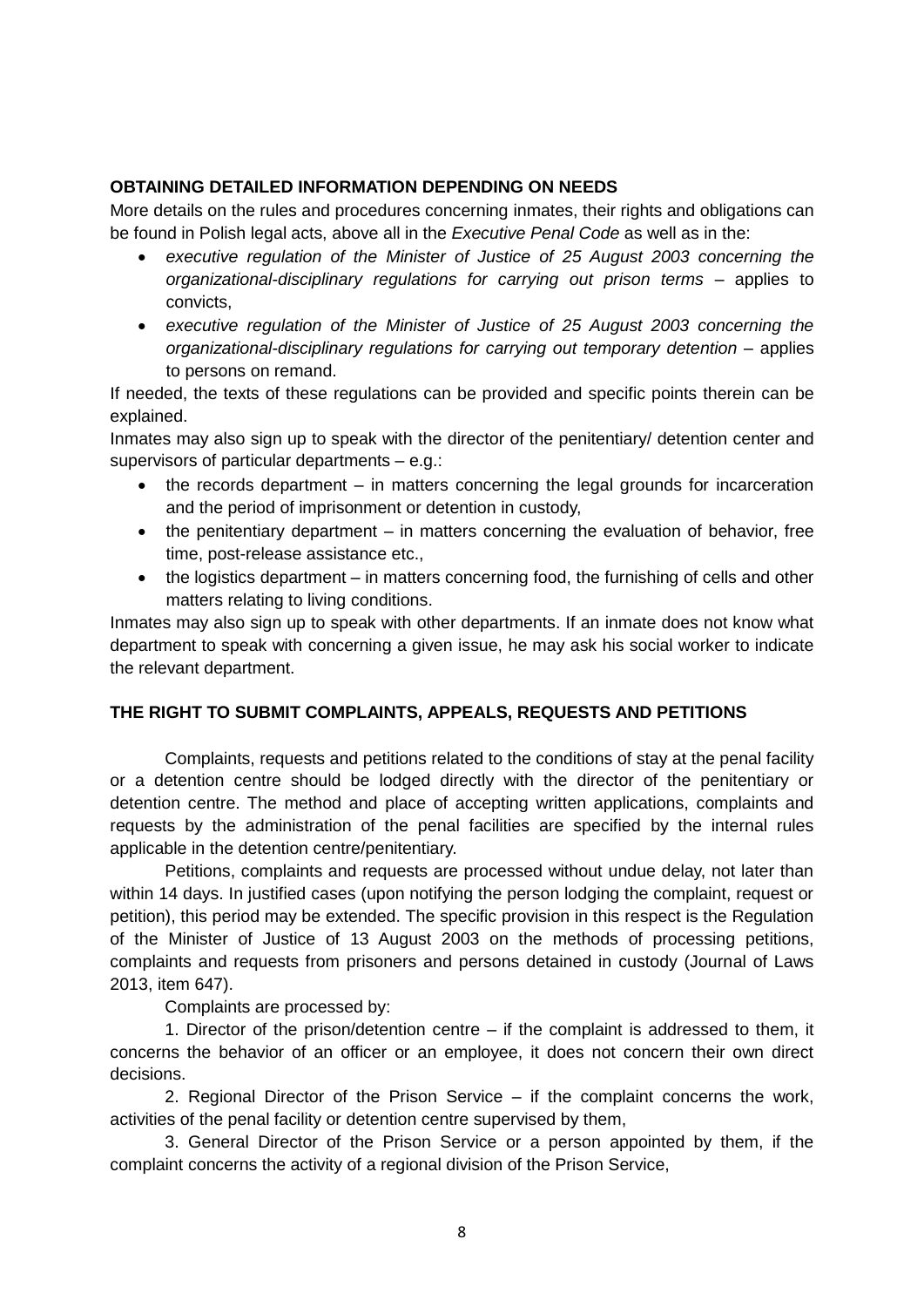**OBTAINING DETAILED INFORMATION DEPENDING ON NEEDS**

More details on the rules and procedures concerning inmates, their rights and obligations can be found in Polish legal acts, above all in the *Executive Penal Code* as well as in the:

- *executive regulation of the Minister of Justice of 25 August 2003 concerning the organizational-disciplinary regulations for carrying out prison terms* – applies to convicts,
- *executive regulation of the Minister of Justice of 25 August 2003 concerning the organizational-disciplinary regulations for carrying out temporary detention* – applies to persons on remand.

If needed, the texts of these regulations can be provided and specific points therein can be explained.

Inmates may also sign up to speak with the director of the penitentiary/ detention center and supervisors of particular departments – e.g.:

- the records department – in matters concerning the legal grounds for incarceration and the period of imprisonment or detention in custody,
- the penitentiary department – in matters concerning the evaluation of behavior, free time, post-release assistance etc.,
- the logistics department – in matters concerning food, the furnishing of cells and other matters relating to living conditions.

Inmates may also sign up to speak with other departments. If an inmate does not know what department to speak with concerning a given issue, he may ask his social worker to indicate the relevant department.

**THE RIGHT TO SUBMIT COMPLAINTS, APPEALS, REQUESTS AND PETITIONS**

Complaints, requests and petitions related to the conditions of stay at the penal facility or a detention centre should be lodged directly with the director of the penitentiary or detention centre. The method and place of accepting written applications, complaints and requests by the administration of the penal facilities are specified by the internal rules applicable in the detention centre/penitentiary.

Petitions, complaints and requests are processed without undue delay, not later than within 14 days. In justified cases (upon notifying the person lodging the complaint, request or petition), this period may be extended. The specific provision in this respect is the Regulation of the Minister of Justice of 13 August 2003 on the methods of processing petitions, complaints and requests from prisoners and persons detained in custody (Journal of Laws 2013, item 647).

Complaints are processed by:

1. Director of the prison/detention centre – if the complaint is addressed to them, it concerns the behavior of an officer or an employee, it does not concern their own direct decisions.

2. Regional Director of the Prison Service – if the complaint concerns the work, activities of the penal facility or detention centre supervised by them,

3. General Director of the Prison Service or a person appointed by them, if the complaint concerns the activity of a regional division of the Prison Service,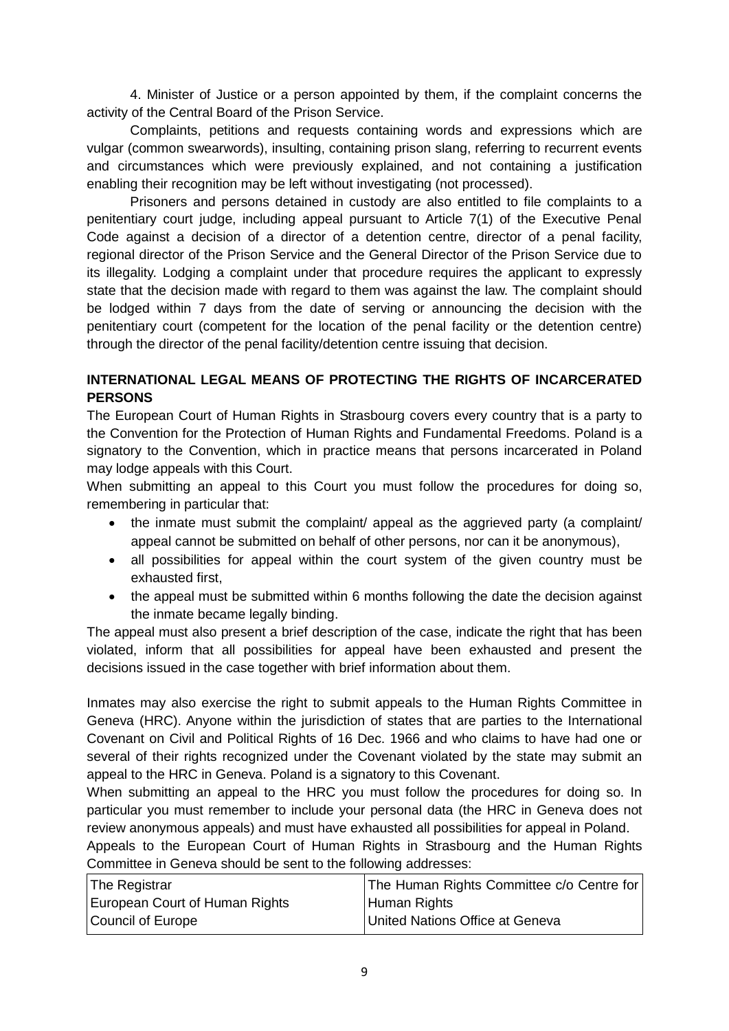4. Minister of Justice or a person appointed by them, if the complaint concerns the activity of the Central Board of the Prison Service.

Complaints, petitions and requests containing words and expressions which are vulgar (common swearwords), insulting, containing prison slang, referring to recurrent events and circumstances which were previously explained, and not containing a justification enabling their recognition may be left without investigating (not processed).

Prisoners and persons detained in custody are also entitled to file complaints to a penitentiary court judge, including appeal pursuant to Article 7(1) of the Executive Penal Code against a decision of a director of a detention centre, director of a penal facility, regional director of the Prison Service and the General Director of the Prison Service due to its illegality. Lodging a complaint under that procedure requires the applicant to expressly state that the decision made with regard to them was against the law. The complaint should be lodged within 7 days from the date of serving or announcing the decision with the penitentiary court (competent for the location of the penal facility or the detention centre) through the director of the penal facility/detention centre issuing that decision.

## INTERNATIONAL LEGAL MEANS OF PROTECTING THE RIGHTS OF INCARCERATED PERSONS

The European Court of Human Rights in Strasbourg covers every country that is a party to the Convention for the Protection of Human Rights and Fundamental Freedoms. Poland is a signatory to the Convention, which in practice means that persons incarcerated in Poland may lodge appeals with this Court.

When submitting an appeal to this Court you must follow the procedures for doing so, remembering in particular that:

- the inmate must submit the complaint/ appeal as the aggrieved party (a complaint/ appeal cannot be submitted on behalf of other persons, nor can it be anonymous),
- all possibilities for appeal within the court system of the given country must be exhausted first,
- the appeal must be submitted within 6 months following the date the decision against the inmate became legally binding.

The appeal must also present a brief description of the case, indicate the right that has been violated, inform that all possibilities for appeal have been exhausted and present the decisions issued in the case together with brief information about them.

Inmates may also exercise the right to submit appeals to the Human Rights Committee in Geneva (HRC). Anyone within the jurisdiction of states that are parties to the International Covenant on Civil and Political Rights of 16 Dec. 1966 and who claims to have had one or several of their rights recognized under the Covenant violated by the state may submit an appeal to the HRC in Geneva. Poland is a signatory to this Covenant.

When submitting an appeal to the HRC you must follow the procedures for doing so. In particular you must remember to include your personal data (the HRC in Geneva does not review anonymous appeals) and must have exhausted all possibilities for appeal in Poland.

Appeals to the European Court of Human Rights in Strasbourg and the Human Rights Committee in Geneva should be sent to the following addresses:

| | |
|---|---|
| The Registrar<br>European Court of Human Rights<br>Council of Europe | The Human Rights Committee c/o Centre for Human Rights<br>United Nations Office at Geneva |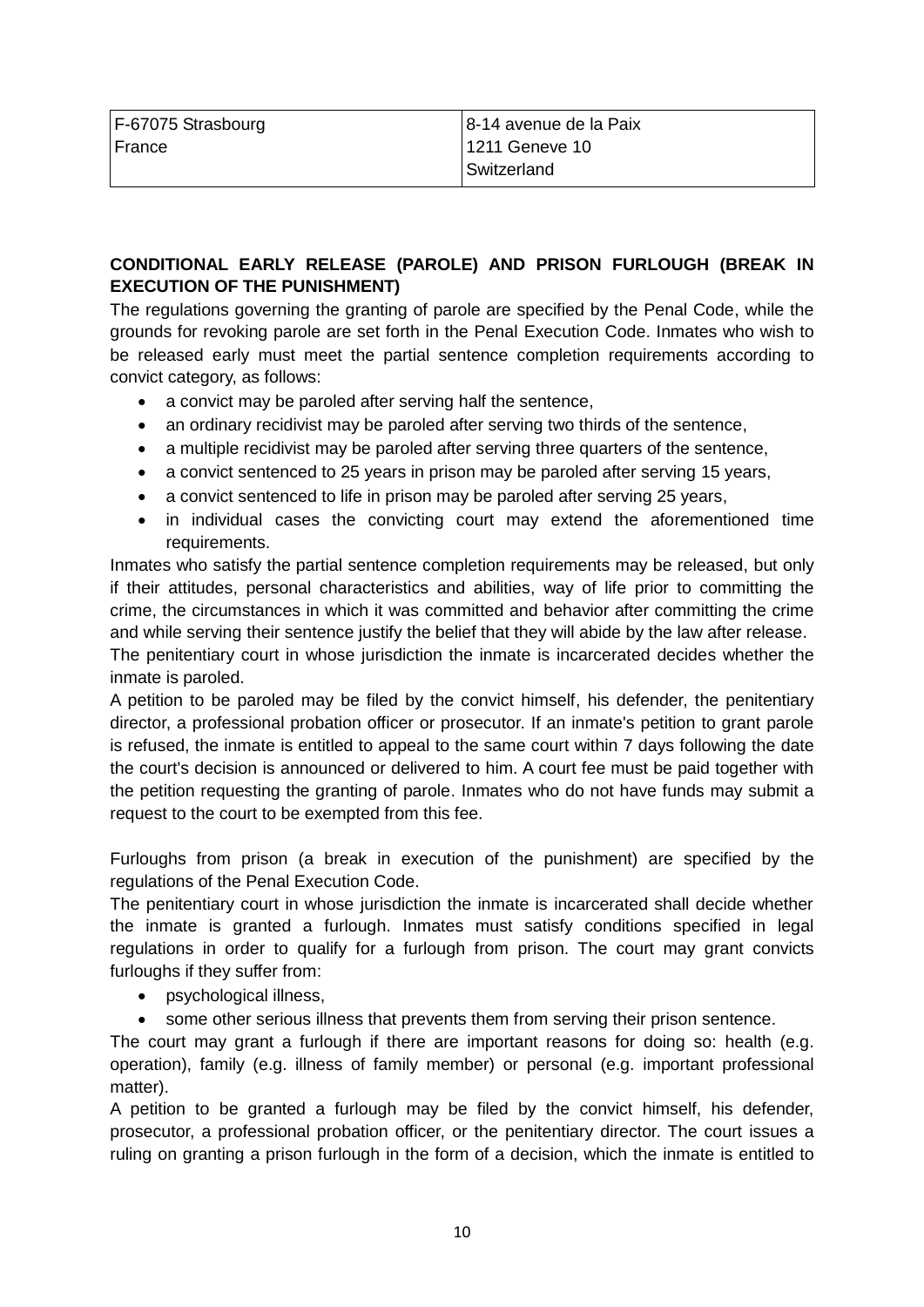| F-67075 Strasbourg<br>France | 8-14 avenue de la Paix<br>1211 Geneve 10<br>Switzerland |
|---|---|

**CONDITIONAL EARLY RELEASE (PAROLE) AND PRISON FURLOUGH (BREAK IN EXECUTION OF THE PUNISHMENT)**

The regulations governing the granting of parole are specified by the Penal Code, while the grounds for revoking parole are set forth in the Penal Execution Code. Inmates who wish to be released early must meet the partial sentence completion requirements according to convict category, as follows:

- a convict may be paroled after serving half the sentence,
- an ordinary recidivist may be paroled after serving two thirds of the sentence,
- a multiple recidivist may be paroled after serving three quarters of the sentence,
- a convict sentenced to 25 years in prison may be paroled after serving 15 years,
- a convict sentenced to life in prison may be paroled after serving 25 years,
- in individual cases the convicting court may extend the aforementioned time requirements.

Inmates who satisfy the partial sentence completion requirements may be released, but only if their attitudes, personal characteristics and abilities, way of life prior to committing the crime, the circumstances in which it was committed and behavior after committing the crime and while serving their sentence justify the belief that they will abide by the law after release.

The penitentiary court in whose jurisdiction the inmate is incarcerated decides whether the inmate is paroled.

A petition to be paroled may be filed by the convict himself, his defender, the penitentiary director, a professional probation officer or prosecutor. If an inmate's petition to grant parole is refused, the inmate is entitled to appeal to the same court within 7 days following the date the court's decision is announced or delivered to him. A court fee must be paid together with the petition requesting the granting of parole. Inmates who do not have funds may submit a request to the court to be exempted from this fee.

Furloughs from prison (a break in execution of the punishment) are specified by the regulations of the Penal Execution Code.

The penitentiary court in whose jurisdiction the inmate is incarcerated shall decide whether the inmate is granted a furlough. Inmates must satisfy conditions specified in legal regulations in order to qualify for a furlough from prison. The court may grant convicts furloughs if they suffer from:

- psychological illness,
- some other serious illness that prevents them from serving their prison sentence.

The court may grant a furlough if there are important reasons for doing so: health (e.g. operation), family (e.g. illness of family member) or personal (e.g. important professional matter).

A petition to be granted a furlough may be filed by the convict himself, his defender, prosecutor, a professional probation officer, or the penitentiary director. The court issues a ruling on granting a prison furlough in the form of a decision, which the inmate is entitled to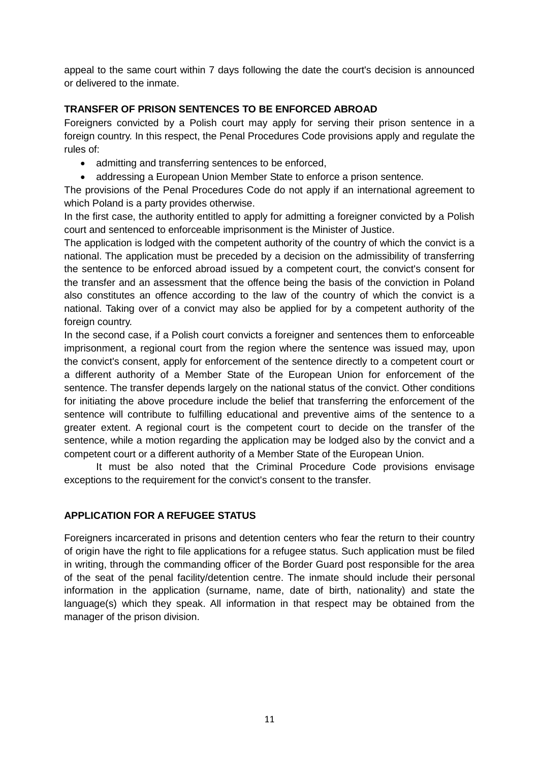appeal to the same court within 7 days following the date the court's decision is announced or delivered to the inmate.

## TRANSFER OF PRISON SENTENCES TO BE ENFORCED ABROAD

Foreigners convicted by a Polish court may apply for serving their prison sentence in a foreign country. In this respect, the Penal Procedures Code provisions apply and regulate the rules of:

- admitting and transferring sentences to be enforced,
- addressing a European Union Member State to enforce a prison sentence.

The provisions of the Penal Procedures Code do not apply if an international agreement to which Poland is a party provides otherwise.

In the first case, the authority entitled to apply for admitting a foreigner convicted by a Polish court and sentenced to enforceable imprisonment is the Minister of Justice.

The application is lodged with the competent authority of the country of which the convict is a national. The application must be preceded by a decision on the admissibility of transferring the sentence to be enforced abroad issued by a competent court, the convict's consent for the transfer and an assessment that the offence being the basis of the conviction in Poland also constitutes an offence according to the law of the country of which the convict is a national. Taking over of a convict may also be applied for by a competent authority of the foreign country.

In the second case, if a Polish court convicts a foreigner and sentences them to enforceable imprisonment, a regional court from the region where the sentence was issued may, upon the convict's consent, apply for enforcement of the sentence directly to a competent court or a different authority of a Member State of the European Union for enforcement of the sentence. The transfer depends largely on the national status of the convict. Other conditions for initiating the above procedure include the belief that transferring the enforcement of the sentence will contribute to fulfilling educational and preventive aims of the sentence to a greater extent. A regional court is the competent court to decide on the transfer of the sentence, while a motion regarding the application may be lodged also by the convict and a competent court or a different authority of a Member State of the European Union.

It must be also noted that the Criminal Procedure Code provisions envisage exceptions to the requirement for the convict's consent to the transfer.

## APPLICATION FOR A REFUGEE STATUS

Foreigners incarcerated in prisons and detention centers who fear the return to their country of origin have the right to file applications for a refugee status. Such application must be filed in writing, through the commanding officer of the Border Guard post responsible for the area of the seat of the penal facility/detention centre. The inmate should include their personal information in the application (surname, name, date of birth, nationality) and state the language(s) which they speak. All information in that respect may be obtained from the manager of the prison division.